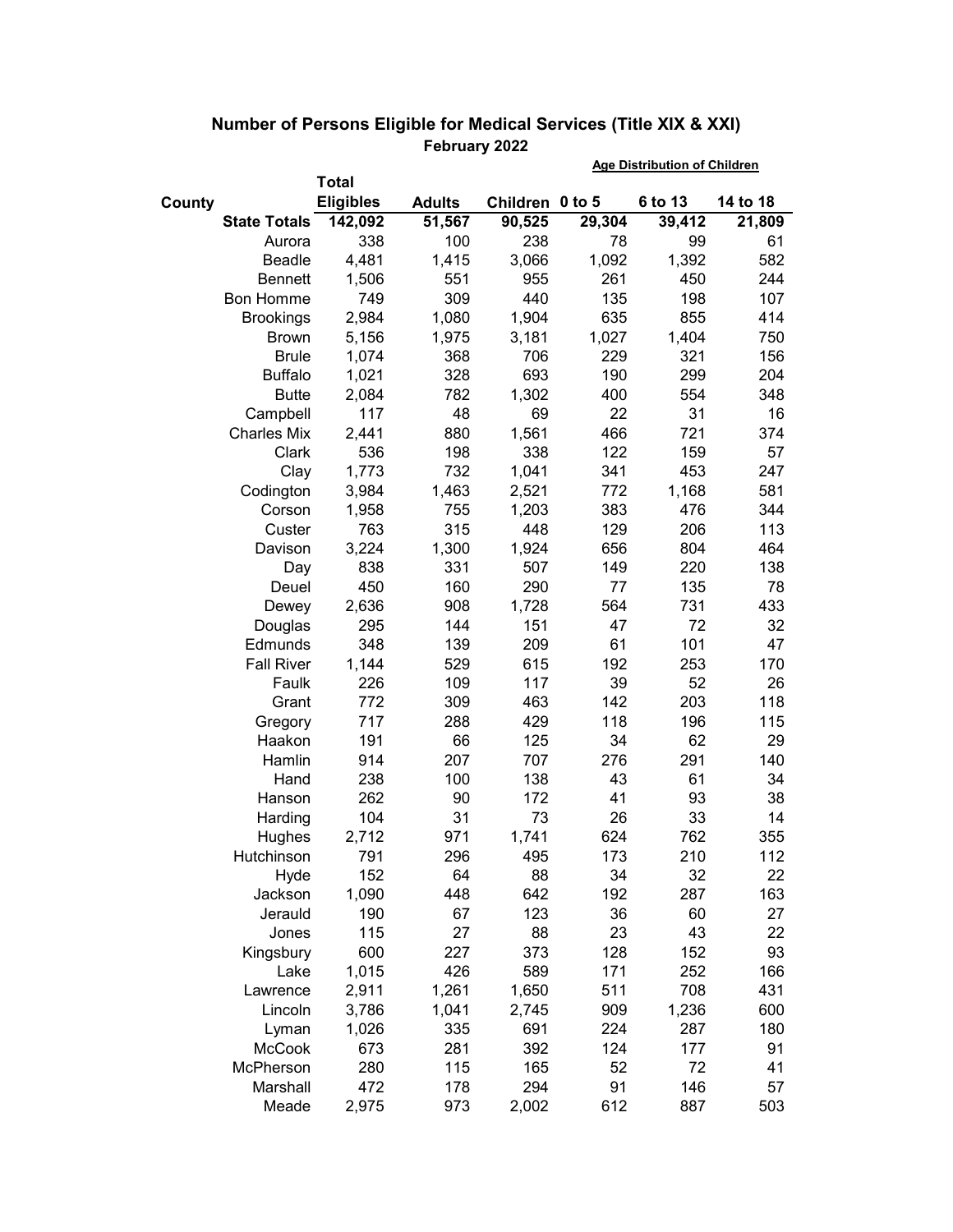# Number of Persons Eligible for Medical Services (Title XIX & XXI)

February 2022

| County | Total Eligibles | Adults | Children | Age Distribution of Children 0 to 5 | 6 to 13 | 14 to 18 |
|---|---|---|---|---|---|---|
| **State Totals** | **142,092** | **51,567** | **90,525** | **29,304** | **39,412** | **21,809** |
| Aurora | 338 | 100 | 238 | 78 | 99 | 61 |
| Beadle | 4,481 | 1,415 | 3,066 | 1,092 | 1,392 | 582 |
| Bennett | 1,506 | 551 | 955 | 261 | 450 | 244 |
| Bon Homme | 749 | 309 | 440 | 135 | 198 | 107 |
| Brookings | 2,984 | 1,080 | 1,904 | 635 | 855 | 414 |
| Brown | 5,156 | 1,975 | 3,181 | 1,027 | 1,404 | 750 |
| Brule | 1,074 | 368 | 706 | 229 | 321 | 156 |
| Buffalo | 1,021 | 328 | 693 | 190 | 299 | 204 |
| Butte | 2,084 | 782 | 1,302 | 400 | 554 | 348 |
| Campbell | 117 | 48 | 69 | 22 | 31 | 16 |
| Charles Mix | 2,441 | 880 | 1,561 | 466 | 721 | 374 |
| Clark | 536 | 198 | 338 | 122 | 159 | 57 |
| Clay | 1,773 | 732 | 1,041 | 341 | 453 | 247 |
| Codington | 3,984 | 1,463 | 2,521 | 772 | 1,168 | 581 |
| Corson | 1,958 | 755 | 1,203 | 383 | 476 | 344 |
| Custer | 763 | 315 | 448 | 129 | 206 | 113 |
| Davison | 3,224 | 1,300 | 1,924 | 656 | 804 | 464 |
| Day | 838 | 331 | 507 | 149 | 220 | 138 |
| Deuel | 450 | 160 | 290 | 77 | 135 | 78 |
| Dewey | 2,636 | 908 | 1,728 | 564 | 731 | 433 |
| Douglas | 295 | 144 | 151 | 47 | 72 | 32 |
| Edmunds | 348 | 139 | 209 | 61 | 101 | 47 |
| Fall River | 1,144 | 529 | 615 | 192 | 253 | 170 |
| Faulk | 226 | 109 | 117 | 39 | 52 | 26 |
| Grant | 772 | 309 | 463 | 142 | 203 | 118 |
| Gregory | 717 | 288 | 429 | 118 | 196 | 115 |
| Haakon | 191 | 66 | 125 | 34 | 62 | 29 |
| Hamlin | 914 | 207 | 707 | 276 | 291 | 140 |
| Hand | 238 | 100 | 138 | 43 | 61 | 34 |
| Hanson | 262 | 90 | 172 | 41 | 93 | 38 |
| Harding | 104 | 31 | 73 | 26 | 33 | 14 |
| Hughes | 2,712 | 971 | 1,741 | 624 | 762 | 355 |
| Hutchinson | 791 | 296 | 495 | 173 | 210 | 112 |
| Hyde | 152 | 64 | 88 | 34 | 32 | 22 |
| Jackson | 1,090 | 448 | 642 | 192 | 287 | 163 |
| Jerauld | 190 | 67 | 123 | 36 | 60 | 27 |
| Jones | 115 | 27 | 88 | 23 | 43 | 22 |
| Kingsbury | 600 | 227 | 373 | 128 | 152 | 93 |
| Lake | 1,015 | 426 | 589 | 171 | 252 | 166 |
| Lawrence | 2,911 | 1,261 | 1,650 | 511 | 708 | 431 |
| Lincoln | 3,786 | 1,041 | 2,745 | 909 | 1,236 | 600 |
| Lyman | 1,026 | 335 | 691 | 224 | 287 | 180 |
| McCook | 673 | 281 | 392 | 124 | 177 | 91 |
| McPherson | 280 | 115 | 165 | 52 | 72 | 41 |
| Marshall | 472 | 178 | 294 | 91 | 146 | 57 |
| Meade | 2,975 | 973 | 2,002 | 612 | 887 | 503 |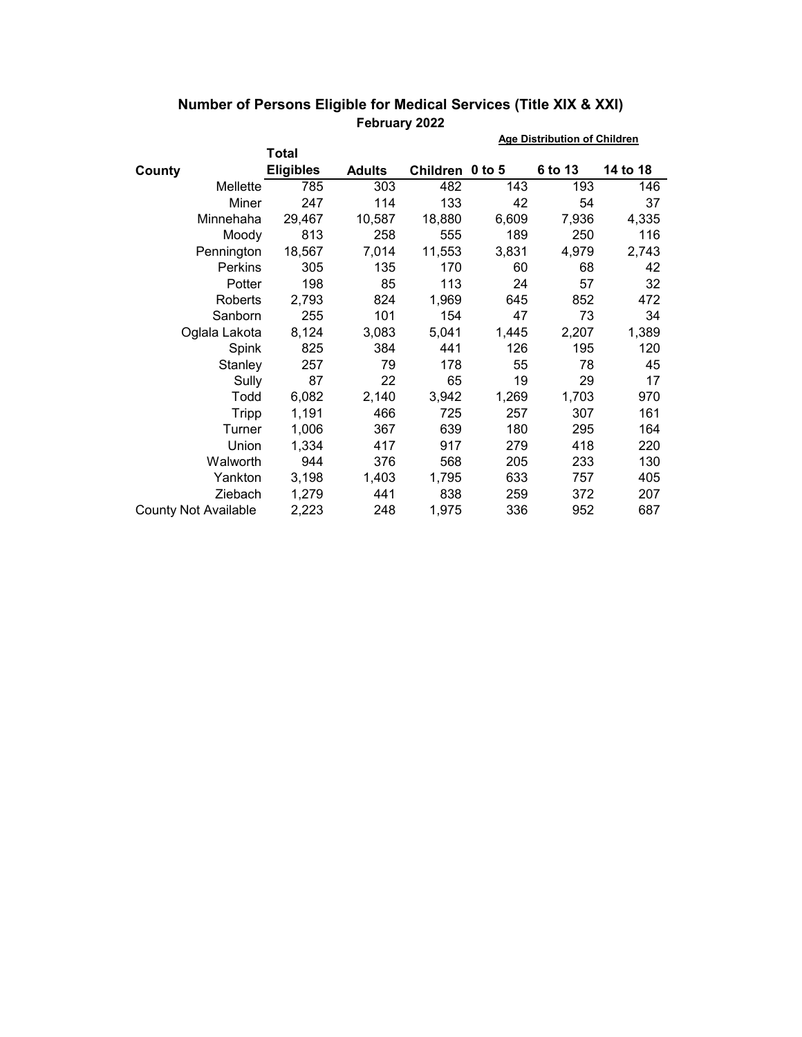**Number of Persons Eligible for Medical Services (Title XIX & XXI)**
**February 2022**

| County | Total Eligibles | Adults | Children | Age Distribution of Children | | |
|---|---|---|---|---|---|---|
| | | | | 0 to 5 | 6 to 13 | 14 to 18 |
| Mellette | 785 | 303 | 482 | 143 | 193 | 146 |
| Miner | 247 | 114 | 133 | 42 | 54 | 37 |
| Minnehaha | 29,467 | 10,587 | 18,880 | 6,609 | 7,936 | 4,335 |
| Moody | 813 | 258 | 555 | 189 | 250 | 116 |
| Pennington | 18,567 | 7,014 | 11,553 | 3,831 | 4,979 | 2,743 |
| Perkins | 305 | 135 | 170 | 60 | 68 | 42 |
| Potter | 198 | 85 | 113 | 24 | 57 | 32 |
| Roberts | 2,793 | 824 | 1,969 | 645 | 852 | 472 |
| Sanborn | 255 | 101 | 154 | 47 | 73 | 34 |
| Oglala Lakota | 8,124 | 3,083 | 5,041 | 1,445 | 2,207 | 1,389 |
| Spink | 825 | 384 | 441 | 126 | 195 | 120 |
| Stanley | 257 | 79 | 178 | 55 | 78 | 45 |
| Sully | 87 | 22 | 65 | 19 | 29 | 17 |
| Todd | 6,082 | 2,140 | 3,942 | 1,269 | 1,703 | 970 |
| Tripp | 1,191 | 466 | 725 | 257 | 307 | 161 |
| Turner | 1,006 | 367 | 639 | 180 | 295 | 164 |
| Union | 1,334 | 417 | 917 | 279 | 418 | 220 |
| Walworth | 944 | 376 | 568 | 205 | 233 | 130 |
| Yankton | 3,198 | 1,403 | 1,795 | 633 | 757 | 405 |
| Ziebach | 1,279 | 441 | 838 | 259 | 372 | 207 |
| County Not Available | 2,223 | 248 | 1,975 | 336 | 952 | 687 |